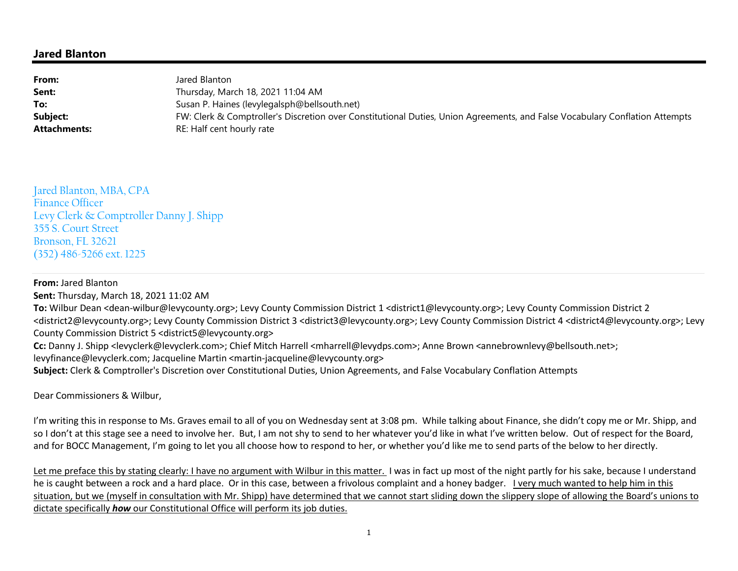## Jared Blanton

**From:** Jared Blanton
**Sent:** Thursday, March 18, 2021 11:04 AM
**To:** Susan P. Haines (levylegalsph@bellsouth.net)
**Subject:** FW: Clerk & Comptroller's Discretion over Constitutional Duties, Union Agreements, and False Vocabulary Conflation Attempts
**Attachments:** RE: Half cent hourly rate

Jared Blanton, MBA, CPA
Finance Officer
Levy Clerk & Comptroller Danny J. Shipp
355 S. Court Street
Bronson, FL 32621
(352) 486-5266 ext. 1225

---

**From:** Jared Blanton
**Sent:** Thursday, March 18, 2021 11:02 AM
**To:** Wilbur Dean <dean-wilbur@levycounty.org>; Levy County Commission District 1 <district1@levycounty.org>; Levy County Commission District 2 <district2@levycounty.org>; Levy County Commission District 3 <district3@levycounty.org>; Levy County Commission District 4 <district4@levycounty.org>; Levy County Commission District 5 <district5@levycounty.org>
**Cc:** Danny J. Shipp <levyclerk@levyclerk.com>; Chief Mitch Harrell <mharrell@levydps.com>; Anne Brown <annebrownlevy@bellsouth.net>; levyfinance@levyclerk.com; Jacqueline Martin <martin-jacqueline@levycounty.org>
**Subject:** Clerk & Comptroller's Discretion over Constitutional Duties, Union Agreements, and False Vocabulary Conflation Attempts

Dear Commissioners & Wilbur,

I'm writing this in response to Ms. Graves email to all of you on Wednesday sent at 3:08 pm. While talking about Finance, she didn't copy me or Mr. Shipp, and so I don't at this stage see a need to involve her. But, I am not shy to send to her whatever you'd like in what I've written below. Out of respect for the Board, and for BOCC Management, I'm going to let you all choose how to respond to her, or whether you'd like me to send parts of the below to her directly.

<u>Let me preface this by stating clearly: I have no argument with Wilbur in this matter.</u> I was in fact up most of the night partly for his sake, because I understand he is caught between a rock and a hard place. Or in this case, between a frivolous complaint and a honey badger. <u>I very much wanted to help him in this situation, but we (myself in consultation with Mr. Shipp) have determined that we cannot start sliding down the slippery slope of allowing the Board's unions to dictate specifically ***how*** our Constitutional Office will perform its job duties.</u>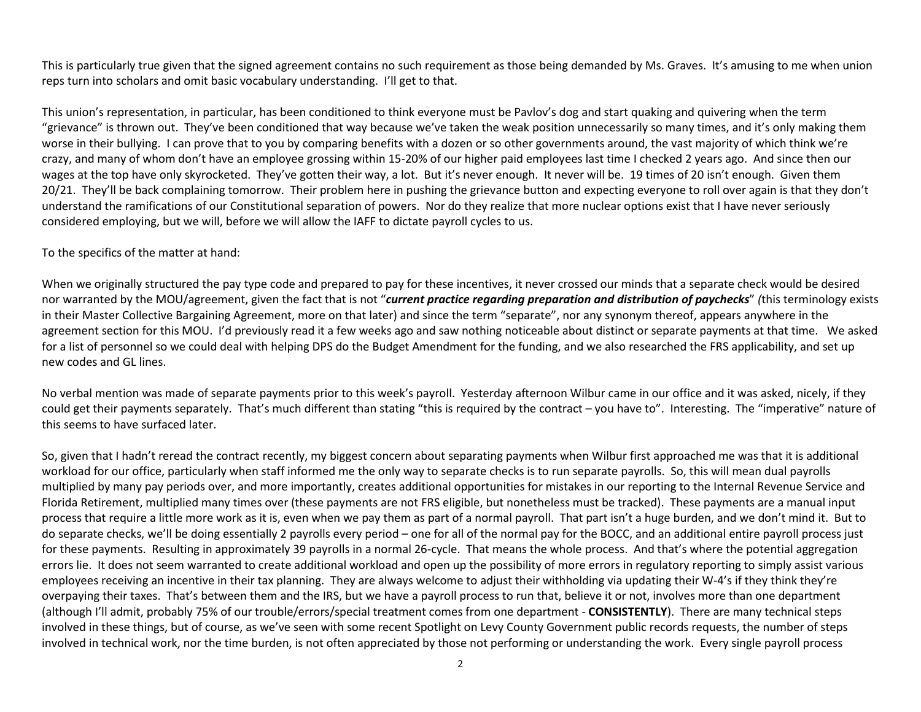This is particularly true given that the signed agreement contains no such requirement as those being demanded by Ms. Graves. It's amusing to me when union reps turn into scholars and omit basic vocabulary understanding. I'll get to that.

This union's representation, in particular, has been conditioned to think everyone must be Pavlov's dog and start quaking and quivering when the term "grievance" is thrown out. They've been conditioned that way because we've taken the weak position unnecessarily so many times, and it's only making them worse in their bullying. I can prove that to you by comparing benefits with a dozen or so other governments around, the vast majority of which think we're crazy, and many of whom don't have an employee grossing within 15-20% of our higher paid employees last time I checked 2 years ago. And since then our wages at the top have only skyrocketed. They've gotten their way, a lot. But it's never enough. It never will be. 19 times of 20 isn't enough. Given them 20/21. They'll be back complaining tomorrow. Their problem here in pushing the grievance button and expecting everyone to roll over again is that they don't understand the ramifications of our Constitutional separation of powers. Nor do they realize that more nuclear options exist that I have never seriously considered employing, but we will, before we will allow the IAFF to dictate payroll cycles to us.

To the specifics of the matter at hand:

When we originally structured the pay type code and prepared to pay for these incentives, it never crossed our minds that a separate check would be desired nor warranted by the MOU/agreement, given the fact that is not "***current practice regarding preparation and distribution of paychecks***" *(*this terminology exists in their Master Collective Bargaining Agreement, more on that later) and since the term "separate", nor any synonym thereof, appears anywhere in the agreement section for this MOU. I'd previously read it a few weeks ago and saw nothing noticeable about distinct or separate payments at that time. We asked for a list of personnel so we could deal with helping DPS do the Budget Amendment for the funding, and we also researched the FRS applicability, and set up new codes and GL lines.

No verbal mention was made of separate payments prior to this week's payroll. Yesterday afternoon Wilbur came in our office and it was asked, nicely, if they could get their payments separately. That's much different than stating "this is required by the contract – you have to". Interesting. The "imperative" nature of this seems to have surfaced later.

So, given that I hadn't reread the contract recently, my biggest concern about separating payments when Wilbur first approached me was that it is additional workload for our office, particularly when staff informed me the only way to separate checks is to run separate payrolls. So, this will mean dual payrolls multiplied by many pay periods over, and more importantly, creates additional opportunities for mistakes in our reporting to the Internal Revenue Service and Florida Retirement, multiplied many times over (these payments are not FRS eligible, but nonetheless must be tracked). These payments are a manual input process that require a little more work as it is, even when we pay them as part of a normal payroll. That part isn't a huge burden, and we don't mind it. But to do separate checks, we'll be doing essentially 2 payrolls every period – one for all of the normal pay for the BOCC, and an additional entire payroll process just for these payments. Resulting in approximately 39 payrolls in a normal 26-cycle. That means the whole process. And that's where the potential aggregation errors lie. It does not seem warranted to create additional workload and open up the possibility of more errors in regulatory reporting to simply assist various employees receiving an incentive in their tax planning. They are always welcome to adjust their withholding via updating their W-4's if they think they're overpaying their taxes. That's between them and the IRS, but we have a payroll process to run that, believe it or not, involves more than one department (although I'll admit, probably 75% of our trouble/errors/special treatment comes from one department - **CONSISTENTLY**). There are many technical steps involved in these things, but of course, as we've seen with some recent Spotlight on Levy County Government public records requests, the number of steps involved in technical work, nor the time burden, is not often appreciated by those not performing or understanding the work. Every single payroll process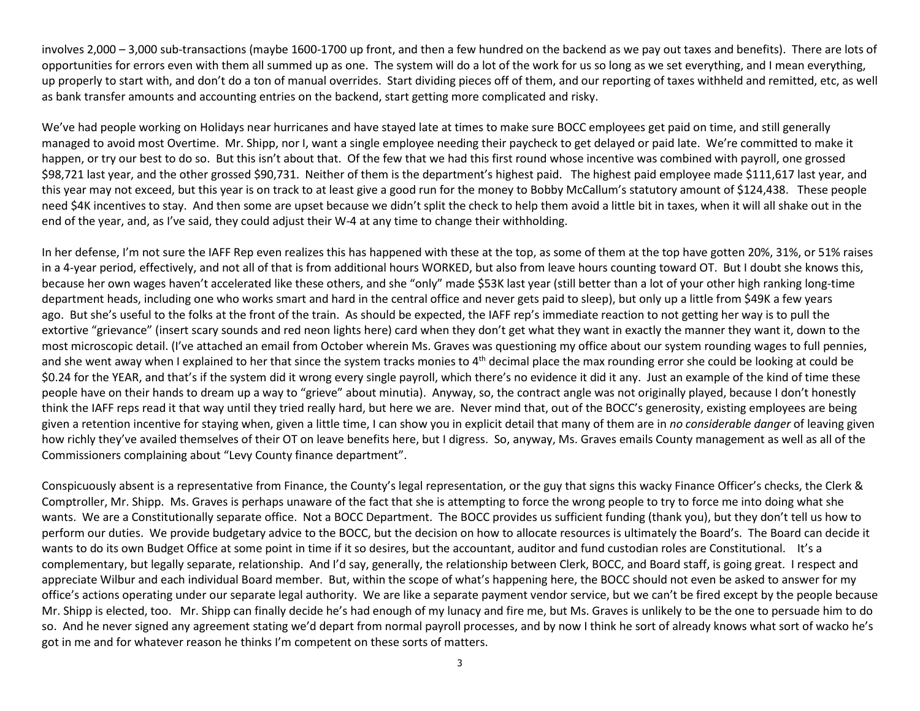involves 2,000 – 3,000 sub-transactions (maybe 1600-1700 up front, and then a few hundred on the backend as we pay out taxes and benefits). There are lots of opportunities for errors even with them all summed up as one. The system will do a lot of the work for us so long as we set everything, and I mean everything, up properly to start with, and don't do a ton of manual overrides. Start dividing pieces off of them, and our reporting of taxes withheld and remitted, etc, as well as bank transfer amounts and accounting entries on the backend, start getting more complicated and risky.

We've had people working on Holidays near hurricanes and have stayed late at times to make sure BOCC employees get paid on time, and still generally managed to avoid most Overtime. Mr. Shipp, nor I, want a single employee needing their paycheck to get delayed or paid late. We're committed to make it happen, or try our best to do so. But this isn't about that. Of the few that we had this first round whose incentive was combined with payroll, one grossed $98,721 last year, and the other grossed $90,731. Neither of them is the department's highest paid. The highest paid employee made $111,617 last year, and this year may not exceed, but this year is on track to at least give a good run for the money to Bobby McCallum's statutory amount of $124,438. These people need $4K incentives to stay. And then some are upset because we didn't split the check to help them avoid a little bit in taxes, when it will all shake out in the end of the year, and, as I've said, they could adjust their W-4 at any time to change their withholding.

In her defense, I'm not sure the IAFF Rep even realizes this has happened with these at the top, as some of them at the top have gotten 20%, 31%, or 51% raises in a 4-year period, effectively, and not all of that is from additional hours WORKED, but also from leave hours counting toward OT. But I doubt she knows this, because her own wages haven't accelerated like these others, and she "only" made $53K last year (still better than a lot of your other high ranking long-time department heads, including one who works smart and hard in the central office and never gets paid to sleep), but only up a little from $49K a few years ago. But she's useful to the folks at the front of the train. As should be expected, the IAFF rep's immediate reaction to not getting her way is to pull the extortive "grievance" (insert scary sounds and red neon lights here) card when they don't get what they want in exactly the manner they want it, down to the most microscopic detail. (I've attached an email from October wherein Ms. Graves was questioning my office about our system rounding wages to full pennies, and she went away when I explained to her that since the system tracks monies to 4th decimal place the max rounding error she could be looking at could be $0.24 for the YEAR, and that's if the system did it wrong every single payroll, which there's no evidence it did it any. Just an example of the kind of time these people have on their hands to dream up a way to "grieve" about minutia). Anyway, so, the contract angle was not originally played, because I don't honestly think the IAFF reps read it that way until they tried really hard, but here we are. Never mind that, out of the BOCC's generosity, existing employees are being given a retention incentive for staying when, given a little time, I can show you in explicit detail that many of them are in *no considerable danger* of leaving given how richly they've availed themselves of their OT on leave benefits here, but I digress. So, anyway, Ms. Graves emails County management as well as all of the Commissioners complaining about "Levy County finance department".

Conspicuously absent is a representative from Finance, the County's legal representation, or the guy that signs this wacky Finance Officer's checks, the Clerk & Comptroller, Mr. Shipp. Ms. Graves is perhaps unaware of the fact that she is attempting to force the wrong people to try to force me into doing what she wants. We are a Constitutionally separate office. Not a BOCC Department. The BOCC provides us sufficient funding (thank you), but they don't tell us how to perform our duties. We provide budgetary advice to the BOCC, but the decision on how to allocate resources is ultimately the Board's. The Board can decide it wants to do its own Budget Office at some point in time if it so desires, but the accountant, auditor and fund custodian roles are Constitutional. It's a complementary, but legally separate, relationship. And I'd say, generally, the relationship between Clerk, BOCC, and Board staff, is going great. I respect and appreciate Wilbur and each individual Board member. But, within the scope of what's happening here, the BOCC should not even be asked to answer for my office's actions operating under our separate legal authority. We are like a separate payment vendor service, but we can't be fired except by the people because Mr. Shipp is elected, too. Mr. Shipp can finally decide he's had enough of my lunacy and fire me, but Ms. Graves is unlikely to be the one to persuade him to do so. And he never signed any agreement stating we'd depart from normal payroll processes, and by now I think he sort of already knows what sort of wacko he's got in me and for whatever reason he thinks I'm competent on these sorts of matters.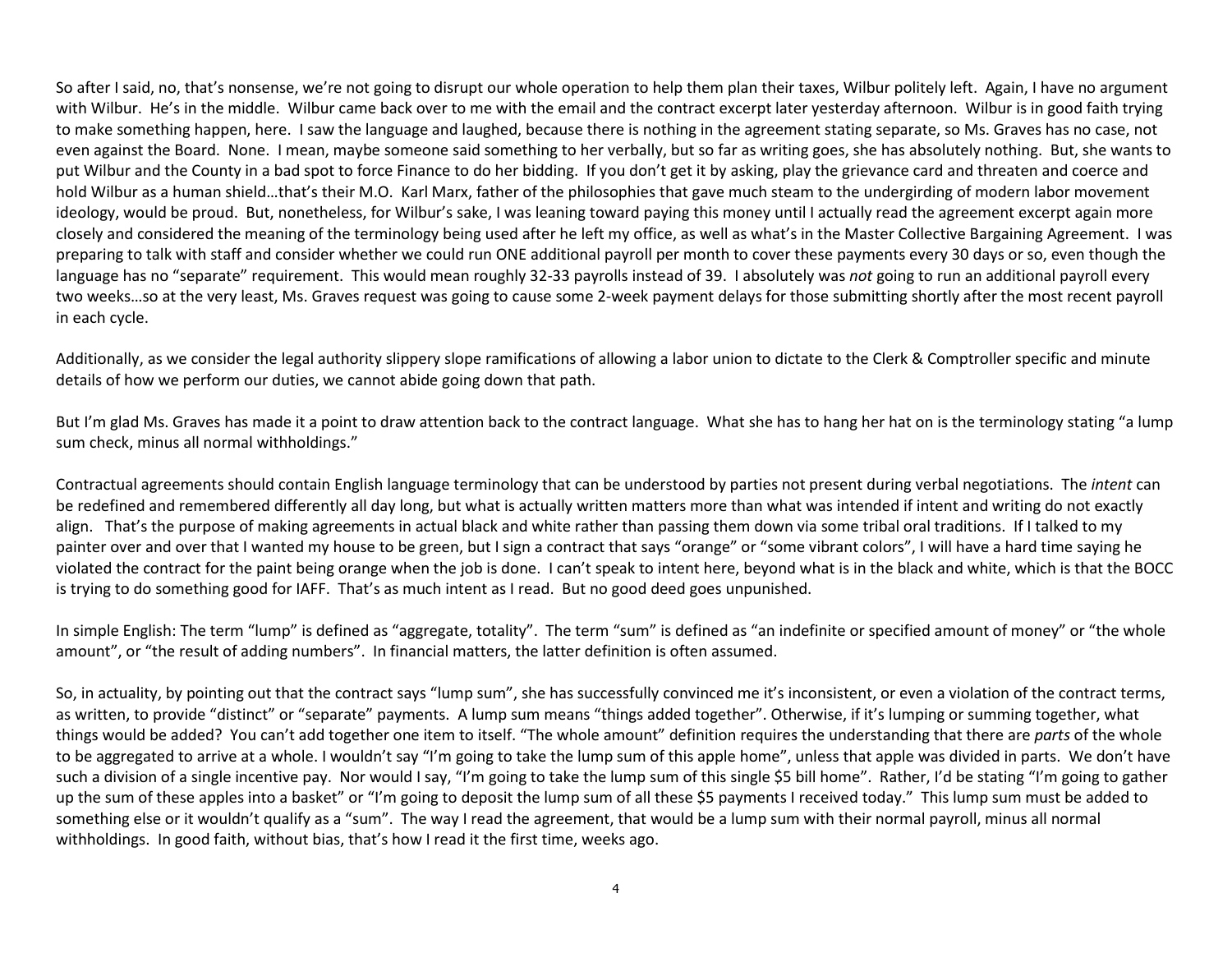So after I said, no, that's nonsense, we're not going to disrupt our whole operation to help them plan their taxes, Wilbur politely left. Again, I have no argument with Wilbur. He's in the middle. Wilbur came back over to me with the email and the contract excerpt later yesterday afternoon. Wilbur is in good faith trying to make something happen, here. I saw the language and laughed, because there is nothing in the agreement stating separate, so Ms. Graves has no case, not even against the Board. None. I mean, maybe someone said something to her verbally, but so far as writing goes, she has absolutely nothing. But, she wants to put Wilbur and the County in a bad spot to force Finance to do her bidding. If you don't get it by asking, play the grievance card and threaten and coerce and hold Wilbur as a human shield…that's their M.O. Karl Marx, father of the philosophies that gave much steam to the undergirding of modern labor movement ideology, would be proud. But, nonetheless, for Wilbur's sake, I was leaning toward paying this money until I actually read the agreement excerpt again more closely and considered the meaning of the terminology being used after he left my office, as well as what's in the Master Collective Bargaining Agreement. I was preparing to talk with staff and consider whether we could run ONE additional payroll per month to cover these payments every 30 days or so, even though the language has no "separate" requirement. This would mean roughly 32-33 payrolls instead of 39. I absolutely was *not* going to run an additional payroll every two weeks…so at the very least, Ms. Graves request was going to cause some 2-week payment delays for those submitting shortly after the most recent payroll in each cycle.

Additionally, as we consider the legal authority slippery slope ramifications of allowing a labor union to dictate to the Clerk & Comptroller specific and minute details of how we perform our duties, we cannot abide going down that path.

But I'm glad Ms. Graves has made it a point to draw attention back to the contract language. What she has to hang her hat on is the terminology stating "a lump sum check, minus all normal withholdings."

Contractual agreements should contain English language terminology that can be understood by parties not present during verbal negotiations. The *intent* can be redefined and remembered differently all day long, but what is actually written matters more than what was intended if intent and writing do not exactly align. That's the purpose of making agreements in actual black and white rather than passing them down via some tribal oral traditions. If I talked to my painter over and over that I wanted my house to be green, but I sign a contract that says "orange" or "some vibrant colors", I will have a hard time saying he violated the contract for the paint being orange when the job is done. I can't speak to intent here, beyond what is in the black and white, which is that the BOCC is trying to do something good for IAFF. That's as much intent as I read. But no good deed goes unpunished.

In simple English: The term "lump" is defined as "aggregate, totality". The term "sum" is defined as "an indefinite or specified amount of money" or "the whole amount", or "the result of adding numbers". In financial matters, the latter definition is often assumed.

So, in actuality, by pointing out that the contract says "lump sum", she has successfully convinced me it's inconsistent, or even a violation of the contract terms, as written, to provide "distinct" or "separate" payments. A lump sum means "things added together". Otherwise, if it's lumping or summing together, what things would be added? You can't add together one item to itself. "The whole amount" definition requires the understanding that there are *parts* of the whole to be aggregated to arrive at a whole. I wouldn't say "I'm going to take the lump sum of this apple home", unless that apple was divided in parts. We don't have such a division of a single incentive pay. Nor would I say, "I'm going to take the lump sum of this single $5 bill home". Rather, I'd be stating "I'm going to gather up the sum of these apples into a basket" or "I'm going to deposit the lump sum of all these $5 payments I received today." This lump sum must be added to something else or it wouldn't qualify as a "sum". The way I read the agreement, that would be a lump sum with their normal payroll, minus all normal withholdings. In good faith, without bias, that's how I read it the first time, weeks ago.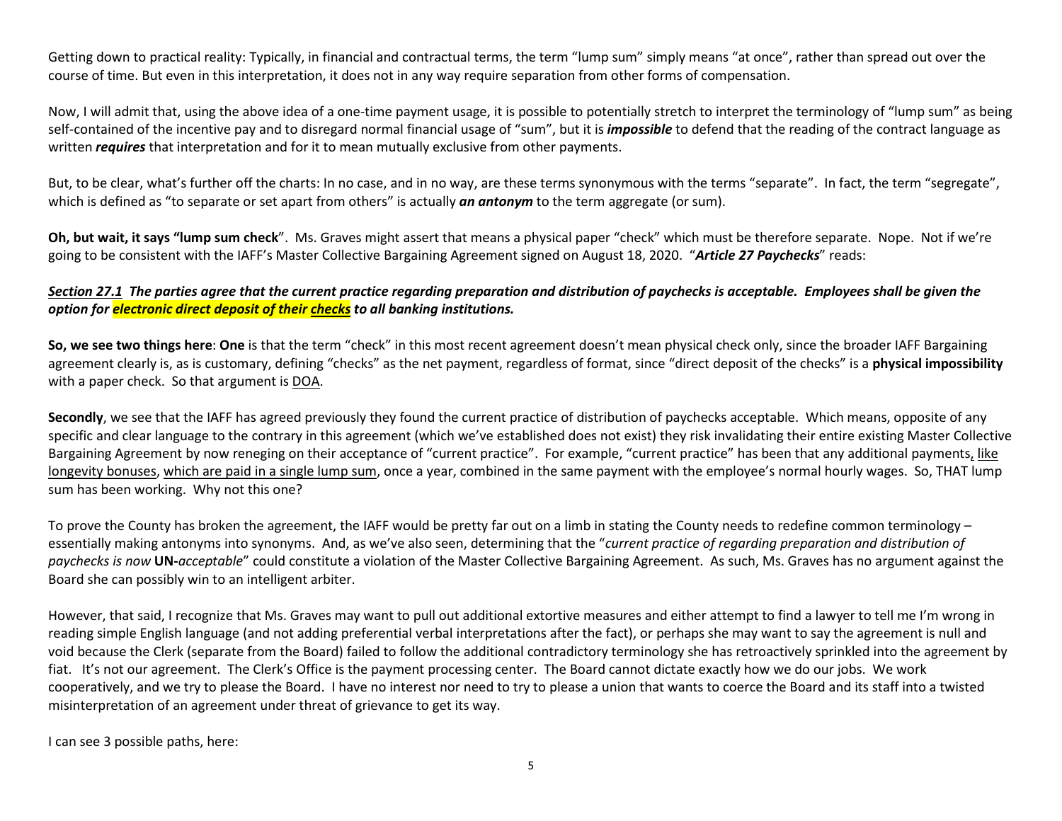Getting down to practical reality: Typically, in financial and contractual terms, the term "lump sum" simply means "at once", rather than spread out over the course of time. But even in this interpretation, it does not in any way require separation from other forms of compensation.

Now, I will admit that, using the above idea of a one-time payment usage, it is possible to potentially stretch to interpret the terminology of "lump sum" as being self-contained of the incentive pay and to disregard normal financial usage of "sum", but it is ***impossible*** to defend that the reading of the contract language as written ***requires*** that interpretation and for it to mean mutually exclusive from other payments.

But, to be clear, what's further off the charts: In no case, and in no way, are these terms synonymous with the terms "separate". In fact, the term "segregate", which is defined as "to separate or set apart from others" is actually ***an antonym*** to the term aggregate (or sum).

**Oh, but wait, it says "lump sum check**". Ms. Graves might assert that means a physical paper "check" which must be therefore separate. Nope. Not if we're going to be consistent with the IAFF's Master Collective Bargaining Agreement signed on August 18, 2020. "***Article 27 Paychecks***" reads:

***Section 27.1*** ***The parties agree that the current practice regarding preparation and distribution of paychecks is acceptable. Employees shall be given the option for electronic direct deposit of their checks to all banking institutions.***

**So, we see two things here**: **One** is that the term "check" in this most recent agreement doesn't mean physical check only, since the broader IAFF Bargaining agreement clearly is, as is customary, defining "checks" as the net payment, regardless of format, since "direct deposit of the checks" is a **physical impossibility** with a paper check. So that argument is DOA.

**Secondly**, we see that the IAFF has agreed previously they found the current practice of distribution of paychecks acceptable. Which means, opposite of any specific and clear language to the contrary in this agreement (which we've established does not exist) they risk invalidating their entire existing Master Collective Bargaining Agreement by now reneging on their acceptance of "current practice". For example, "current practice" has been that any additional payments, like longevity bonuses, which are paid in a single lump sum, once a year, combined in the same payment with the employee's normal hourly wages. So, THAT lump sum has been working. Why not this one?

To prove the County has broken the agreement, the IAFF would be pretty far out on a limb in stating the County needs to redefine common terminology – essentially making antonyms into synonyms. And, as we've also seen, determining that the "*current practice of regarding preparation and distribution of paychecks is now* **UN-***acceptable*" could constitute a violation of the Master Collective Bargaining Agreement. As such, Ms. Graves has no argument against the Board she can possibly win to an intelligent arbiter.

However, that said, I recognize that Ms. Graves may want to pull out additional extortive measures and either attempt to find a lawyer to tell me I'm wrong in reading simple English language (and not adding preferential verbal interpretations after the fact), or perhaps she may want to say the agreement is null and void because the Clerk (separate from the Board) failed to follow the additional contradictory terminology she has retroactively sprinkled into the agreement by fiat. It's not our agreement. The Clerk's Office is the payment processing center. The Board cannot dictate exactly how we do our jobs. We work cooperatively, and we try to please the Board. I have no interest nor need to try to please a union that wants to coerce the Board and its staff into a twisted misinterpretation of an agreement under threat of grievance to get its way.

I can see 3 possible paths, here: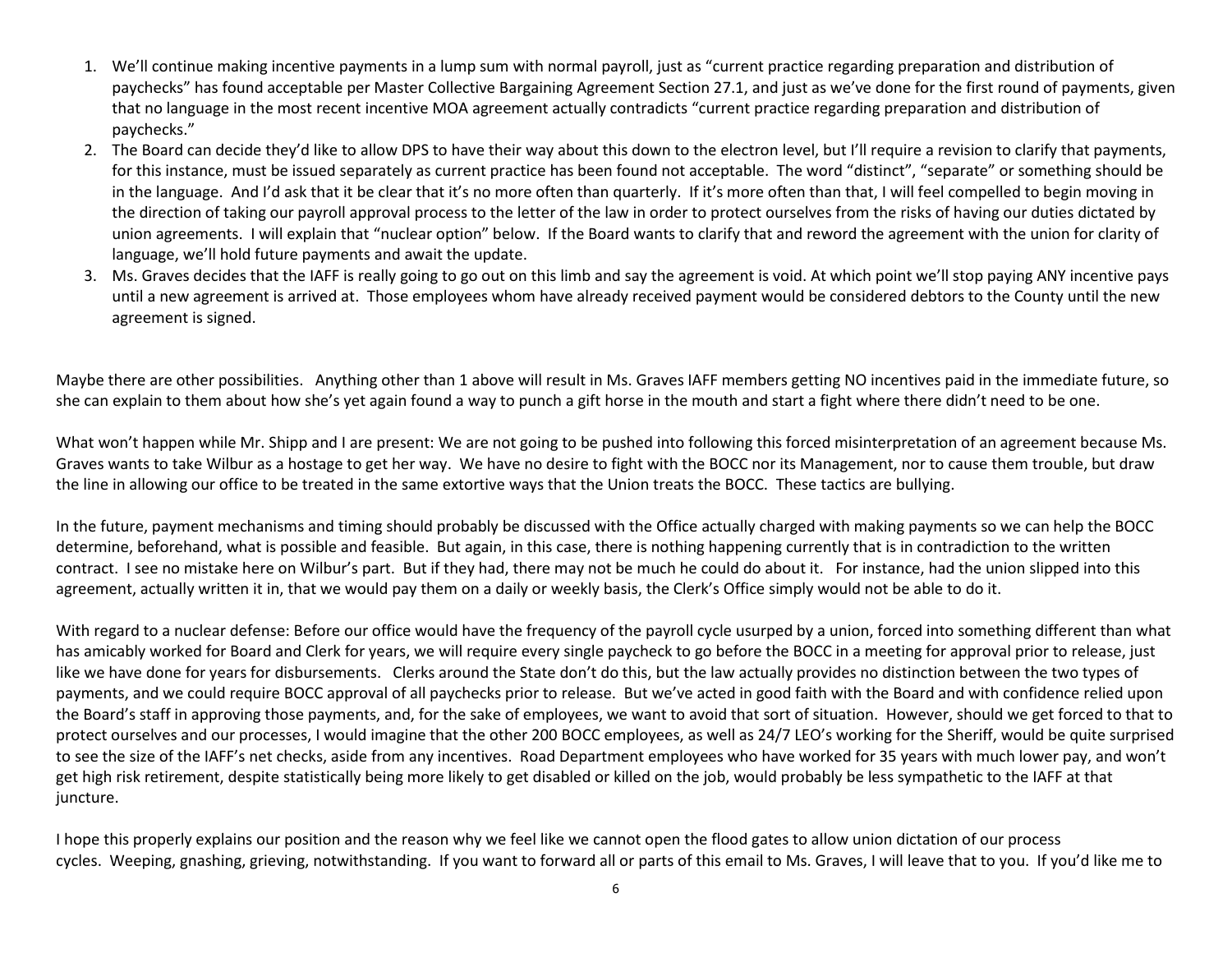1. We'll continue making incentive payments in a lump sum with normal payroll, just as "current practice regarding preparation and distribution of paychecks" has found acceptable per Master Collective Bargaining Agreement Section 27.1, and just as we've done for the first round of payments, given that no language in the most recent incentive MOA agreement actually contradicts "current practice regarding preparation and distribution of paychecks."
2. The Board can decide they'd like to allow DPS to have their way about this down to the electron level, but I'll require a revision to clarify that payments, for this instance, must be issued separately as current practice has been found not acceptable. The word "distinct", "separate" or something should be in the language. And I'd ask that it be clear that it's no more often than quarterly. If it's more often than that, I will feel compelled to begin moving in the direction of taking our payroll approval process to the letter of the law in order to protect ourselves from the risks of having our duties dictated by union agreements. I will explain that "nuclear option" below. If the Board wants to clarify that and reword the agreement with the union for clarity of language, we'll hold future payments and await the update.
3. Ms. Graves decides that the IAFF is really going to go out on this limb and say the agreement is void. At which point we'll stop paying ANY incentive pays until a new agreement is arrived at. Those employees whom have already received payment would be considered debtors to the County until the new agreement is signed.

Maybe there are other possibilities. Anything other than 1 above will result in Ms. Graves IAFF members getting NO incentives paid in the immediate future, so she can explain to them about how she's yet again found a way to punch a gift horse in the mouth and start a fight where there didn't need to be one.

What won't happen while Mr. Shipp and I are present: We are not going to be pushed into following this forced misinterpretation of an agreement because Ms. Graves wants to take Wilbur as a hostage to get her way. We have no desire to fight with the BOCC nor its Management, nor to cause them trouble, but draw the line in allowing our office to be treated in the same extortive ways that the Union treats the BOCC. These tactics are bullying.

In the future, payment mechanisms and timing should probably be discussed with the Office actually charged with making payments so we can help the BOCC determine, beforehand, what is possible and feasible. But again, in this case, there is nothing happening currently that is in contradiction to the written contract. I see no mistake here on Wilbur's part. But if they had, there may not be much he could do about it. For instance, had the union slipped into this agreement, actually written it in, that we would pay them on a daily or weekly basis, the Clerk's Office simply would not be able to do it.

With regard to a nuclear defense: Before our office would have the frequency of the payroll cycle usurped by a union, forced into something different than what has amicably worked for Board and Clerk for years, we will require every single paycheck to go before the BOCC in a meeting for approval prior to release, just like we have done for years for disbursements. Clerks around the State don't do this, but the law actually provides no distinction between the two types of payments, and we could require BOCC approval of all paychecks prior to release. But we've acted in good faith with the Board and with confidence relied upon the Board's staff in approving those payments, and, for the sake of employees, we want to avoid that sort of situation. However, should we get forced to that to protect ourselves and our processes, I would imagine that the other 200 BOCC employees, as well as 24/7 LEO's working for the Sheriff, would be quite surprised to see the size of the IAFF's net checks, aside from any incentives. Road Department employees who have worked for 35 years with much lower pay, and won't get high risk retirement, despite statistically being more likely to get disabled or killed on the job, would probably be less sympathetic to the IAFF at that juncture.

I hope this properly explains our position and the reason why we feel like we cannot open the flood gates to allow union dictation of our process cycles. Weeping, gnashing, grieving, notwithstanding. If you want to forward all or parts of this email to Ms. Graves, I will leave that to you. If you'd like me to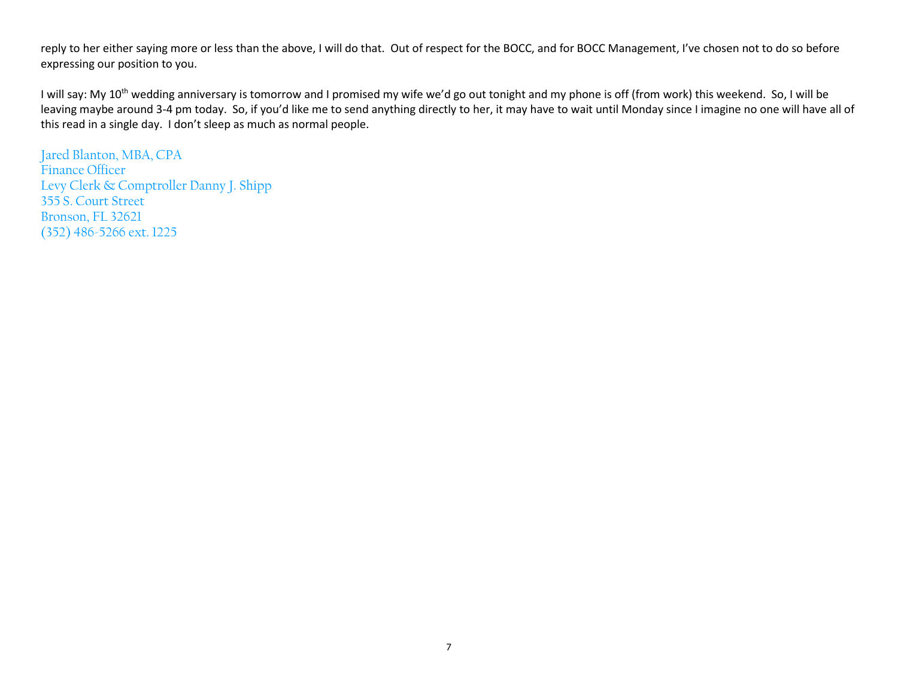reply to her either saying more or less than the above, I will do that. Out of respect for the BOCC, and for BOCC Management, I've chosen not to do so before expressing our position to you.

I will say: My 10th wedding anniversary is tomorrow and I promised my wife we'd go out tonight and my phone is off (from work) this weekend. So, I will be leaving maybe around 3-4 pm today. So, if you'd like me to send anything directly to her, it may have to wait until Monday since I imagine no one will have all of this read in a single day. I don't sleep as much as normal people.

Jared Blanton, MBA, CPA
Finance Officer
Levy Clerk & Comptroller Danny J. Shipp
355 S. Court Street
Bronson, FL 32621
(352) 486-5266 ext. 1225